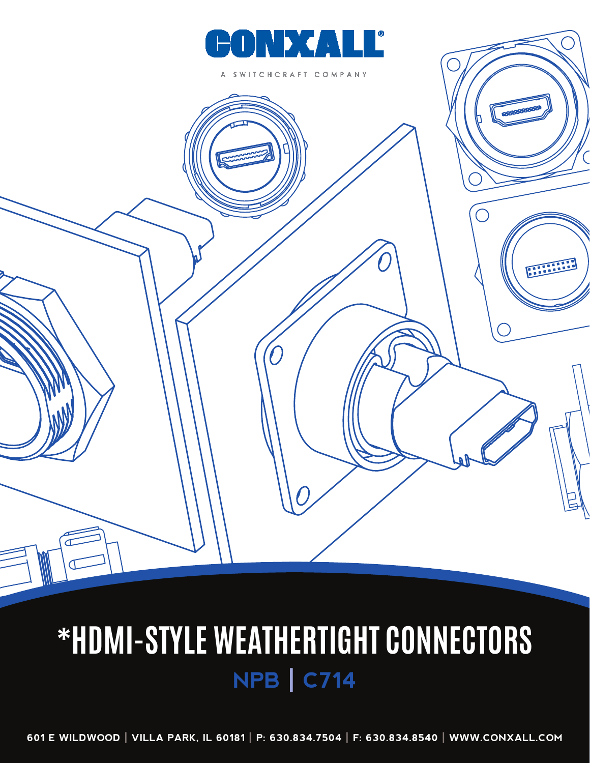CONXALL®

A SWITCHCRAFT COMPANY

# *HDMI-STYLE WEATHERTIGHT CONNECTORS

## NPB | C714

601 E WILDWOOD | VILLA PARK, IL 60181 | P: 630.834.7504 | F: 630.834.8540 | WWW.CONXALL.COM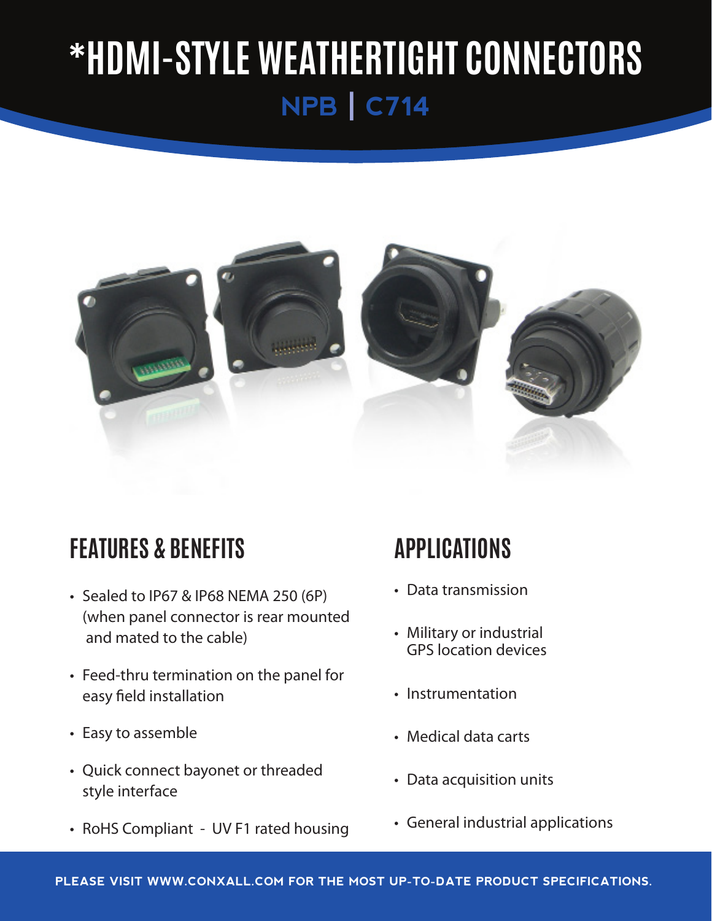# *HDMI-STYLE WEATHERTIGHT CONNECTORS

## NPB | C714

## FEATURES & BENEFITS

- Sealed to IP67 & IP68 NEMA 250 (6P) (when panel connector is rear mounted and mated to the cable)
- Feed-thru termination on the panel for easy field installation
- Easy to assemble
- Quick connect bayonet or threaded style interface
- RoHS Compliant - UV F1 rated housing

## APPLICATIONS

- Data transmission
- Military or industrial GPS location devices
- Instrumentation
- Medical data carts
- Data acquisition units
- General industrial applications

**PLEASE VISIT WWW.CONXALL.COM FOR THE MOST UP-TO-DATE PRODUCT SPECIFICATIONS.**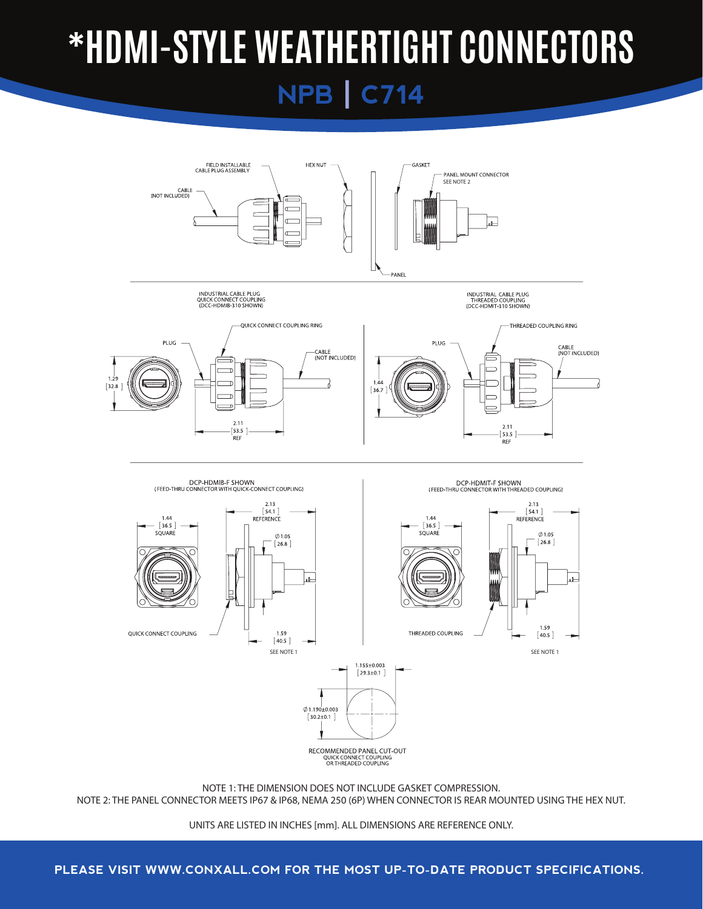# *HDMI-STYLE WEATHERTIGHT CONNECTORS

## NPB | C714

FIELD INSTALLABLE CABLE PLUG ASSEMBLY

HEX NUT

GASKET

PANEL MOUNT CONNECTOR SEE NOTE 2

CABLE (NOT INCLUDED)

PANEL

INDUSTRIAL CABLE PLUG QUICK CONNECT COUPLING (DCC-HDMIB-310 SHOWN)

QUICK CONNECT COUPLING RING

PLUG

CABLE (NOT INCLUDED)

1.29 [32.8]

2.11 [53.5] REF

INDUSTRIAL CABLE PLUG THREADED COUPLING (DCC-HDMIT-310 SHOWN)

THREADED COUPLING RING

PLUG

CABLE (NOT INCLUDED)

1.44 [36.7]

2.11 [53.5] REF

DCP-HDMIB-F SHOWN (FEED-THRU CONNECTOR WITH QUICK-CONNECT COUPLING)

1.44 [36.5] SQUARE

2.13 [54.1] REFERENCE

Ø 1.05 [26.8]

QUICK CONNECT COUPLING

1.59 [40.5]

SEE NOTE 1

DCP-HDMIT-F SHOWN (FEED-THRU CONNECTOR WITH THREADED COUPLING)

1.44 [36.5] SQUARE

2.13 [54.1] REFERENCE

Ø 1.05 [26.8]

THREADED COUPLING

1.59 [40.5]

SEE NOTE 1

1.155±0.003 [29.3±0.1]

Ø 1.190±0.003 [30.2±0.1]

RECOMMENDED PANEL CUT-OUT QUICK CONNECT COUPLING OR THREADED COUPLING

NOTE 1: THE DIMENSION DOES NOT INCLUDE GASKET COMPRESSION.
NOTE 2: THE PANEL CONNECTOR MEETS IP67 & IP68, NEMA 250 (6P) WHEN CONNECTOR IS REAR MOUNTED USING THE HEX NUT.

UNITS ARE LISTED IN INCHES [mm]. ALL DIMENSIONS ARE REFERENCE ONLY.

**PLEASE VISIT WWW.CONXALL.COM FOR THE MOST UP-TO-DATE PRODUCT SPECIFICATIONS.**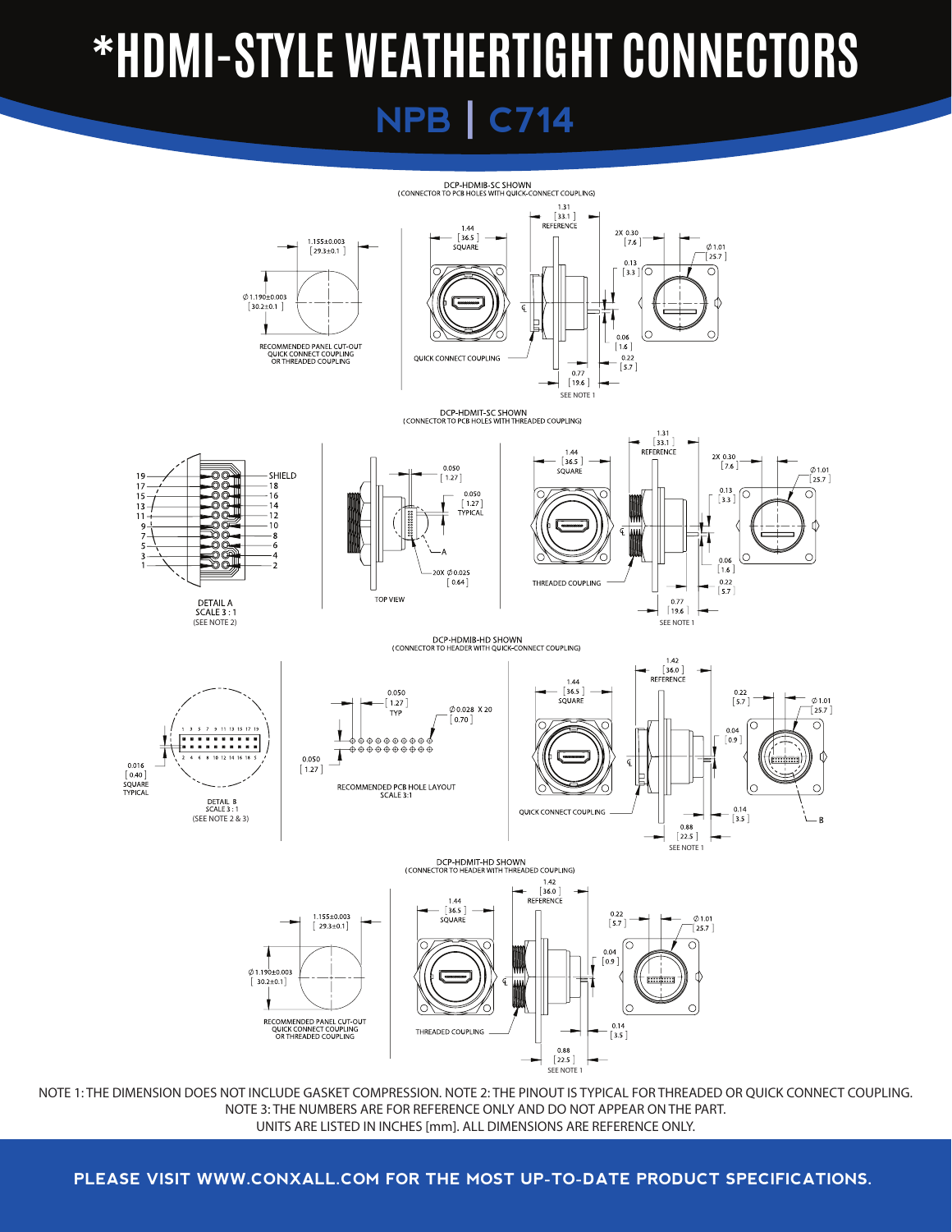# *HDMI-STYLE WEATHERTIGHT CONNECTORS

## NPB | C714

DCP-HDMIB-SC SHOWN
(CONNECTOR TO PCB HOLES WITH QUICK-CONNECT COUPLING)

1.155±0.003 [29.3±0.1]

∅1.190±0.003 [30.2±0.1]

RECOMMENDED PANEL CUT-OUT
QUICK CONNECT COUPLING
OR THREADED COUPLING

1.44 [36.5] SQUARE

1.31 [33.1] REFERENCE

2X 0.30 [7.6]

∅1.01 [25.7]

0.13 [3.3]

0.06 [1.6]

0.22 [5.7]

0.77 [19.6]

SEE NOTE 1

QUICK CONNECT COUPLING

DCP-HDMIT-SC SHOWN
(CONNECTOR TO PCB HOLES WITH THREADED COUPLING)

19, 17, 15, 13, 11, 9, 7, 5, 3, 1

SHIELD, 18, 16, 14, 12, 10, 8, 6, 4, 2

DETAIL A
SCALE 3 : 1
(SEE NOTE 2)

0.050 [1.27]

0.050 [1.27] TYPICAL

A

20X ∅0.025 [0.64]

TOP VIEW

1.44 [36.5] SQUARE

1.31 [33.1] REFERENCE

2X 0.30 [7.6]

∅1.01 [25.7]

0.13 [3.3]

0.06 [1.6]

0.22 [5.7]

0.77 [19.6]

SEE NOTE 1

THREADED COUPLING

DCP-HDMIB-HD SHOWN
(CONNECTOR TO HEADER WITH QUICK-CONNECT COUPLING)

1 3 5 7 9 11 13 15 17 19

2 4 6 8 10 12 14 16 18 S

0.016 [0.40] SQUARE TYPICAL

DETAIL B
SCALE 3 : 1
(SEE NOTE 2 & 3)

0.050 [1.27] TYP

∅0.028 X 20 [0.70]

0.050 [1.27]

RECOMMENDED PCB HOLE LAYOUT
SCALE 3:1

1.44 [36.5] SQUARE

1.42 [36.0] REFERENCE

0.22 [5.7]

∅1.01 [25.7]

0.04 [0.9]

0.14 [3.5]

0.88 [22.5]

SEE NOTE 1

QUICK CONNECT COUPLING

B

DCP-HDMIT-HD SHOWN
(CONNECTOR TO HEADER WITH THREADED COUPLING)

1.155±0.003 [29.3±0.1]

∅1.190±0.003 [30.2±0.1]

RECOMMENDED PANEL CUT-OUT
QUICK CONNECT COUPLING
OR THREADED COUPLING

1.44 [36.5] SQUARE

1.42 [36.0] REFERENCE

0.22 [5.7]

∅1.01 [25.7]

0.04 [0.9]

0.14 [3.5]

0.88 [22.5]

SEE NOTE 1

THREADED COUPLING

NOTE 1: THE DIMENSION DOES NOT INCLUDE GASKET COMPRESSION. NOTE 2: THE PINOUT IS TYPICAL FOR THREADED OR QUICK CONNECT COUPLING.
NOTE 3: THE NUMBERS ARE FOR REFERENCE ONLY AND DO NOT APPEAR ON THE PART.
UNITS ARE LISTED IN INCHES [mm]. ALL DIMENSIONS ARE REFERENCE ONLY.

**PLEASE VISIT WWW.CONXALL.COM FOR THE MOST UP-TO-DATE PRODUCT SPECIFICATIONS.**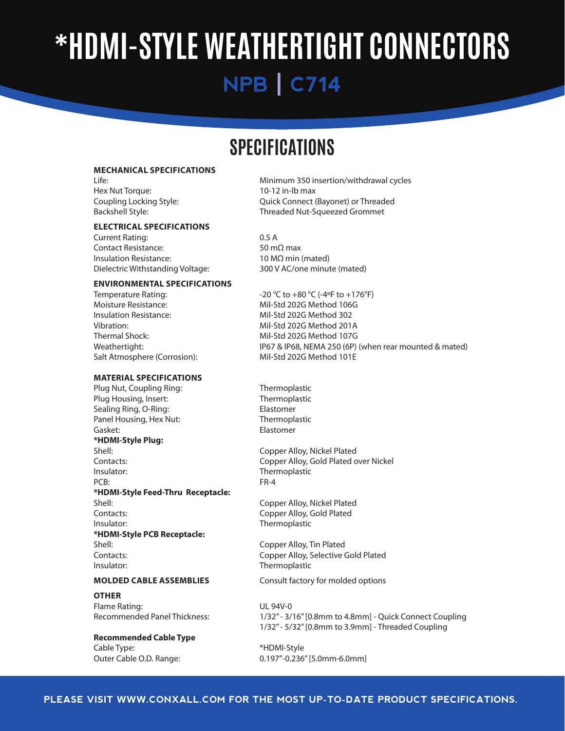# *HDMI-STYLE WEATHERTIGHT CONNECTORS

## NPB | C714

## SPECIFICATIONS

| **MECHANICAL SPECIFICATIONS** | |
|---|---|
| Life: | Minimum 350 insertion/withdrawal cycles |
| Hex Nut Torque: | 10-12 in-lb max |
| Coupling Locking Style: | Quick Connect (Bayonet) or Threaded |
| Backshell Style: | Threaded Nut-Squeezed Grommet |
| **ELECTRICAL SPECIFICATIONS** | |
| Current Rating: | 0.5 A |
| Contact Resistance: | 50 mΩ max |
| Insulation Resistance: | 10 MΩ min (mated) |
| Dielectric Withstanding Voltage: | 300 V AC/one minute (mated) |
| **ENVIRONMENTAL SPECIFICATIONS** | |
| Temperature Rating: | -20 °C to +80 °C (-4ºF to +176°F) |
| Moisture Resistance: | Mil-Std 202G Method 106G |
| Insulation Resistance: | Mil-Std 202G Method 302 |
| Vibration: | Mil-Std 202G Method 201A |
| Thermal Shock: | Mil-Std 202G Method 107G |
| Weathertight: | IP67 & IP68, NEMA 250 (6P) (when rear mounted & mated) |
| Salt Atmosphere (Corrosion): | Mil-Std 202G Method 101E |
| **MATERIAL SPECIFICATIONS** | |
| Plug Nut, Coupling Ring: | Thermoplastic |
| Plug Housing, Insert: | Thermoplastic |
| Sealing Ring, O-Ring: | Elastomer |
| Panel Housing, Hex Nut: | Thermoplastic |
| Gasket: | Elastomer |
| ***HDMI-Style Plug:** | |
| Shell: | Copper Alloy, Nickel Plated |
| Contacts: | Copper Alloy, Gold Plated over Nickel |
| Insulator: | Thermoplastic |
| PCB: | FR-4 |
| ***HDMI-Style Feed-Thru Receptacle:** | |
| Shell: | Copper Alloy, Nickel Plated |
| Contacts: | Copper Alloy, Gold Plated |
| Insulator: | Thermoplastic |
| ***HDMI-Style PCB Receptacle:** | |
| Shell: | Copper Alloy, Tin Plated |
| Contacts: | Copper Alloy, Selective Gold Plated |
| Insulator: | Thermoplastic |
| **MOLDED CABLE ASSEMBLIES** | Consult factory for molded options |
| **OTHER** | |
| Flame Rating: | UL 94V-0 |
| Recommended Panel Thickness: | 1/32" - 3/16" [0.8mm to 4.8mm] - Quick Connect Coupling<br>1/32" - 5/32" [0.8mm to 3.9mm] - Threaded Coupling |
| **Recommended Cable Type** | |
| Cable Type: | *HDMI-Style |
| Outer Cable O.D. Range: | 0.197"-0.236" [5.0mm-6.0mm] |

**PLEASE VISIT WWW.CONXALL.COM FOR THE MOST UP-TO-DATE PRODUCT SPECIFICATIONS.**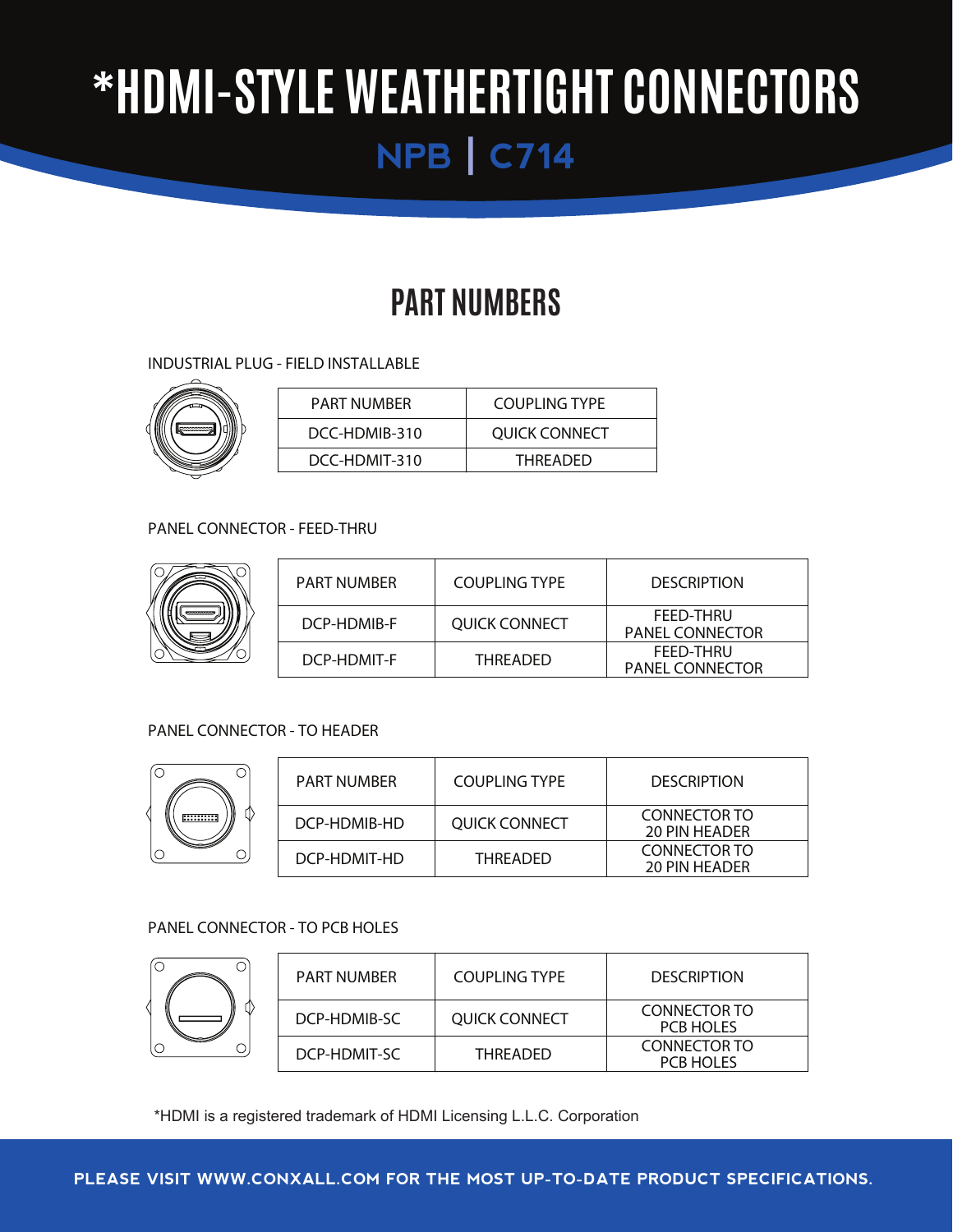# *HDMI-STYLE WEATHERTIGHT CONNECTORS

## NPB | C714

## PART NUMBERS

INDUSTRIAL PLUG - FIELD INSTALLABLE

| PART NUMBER | COUPLING TYPE |
| --- | --- |
| DCC-HDMIB-310 | QUICK CONNECT |
| DCC-HDMIT-310 | THREADED |

PANEL CONNECTOR - FEED-THRU

| PART NUMBER | COUPLING TYPE | DESCRIPTION |
| --- | --- | --- |
| DCP-HDMIB-F | QUICK CONNECT | FEED-THRU PANEL CONNECTOR |
| DCP-HDMIT-F | THREADED | FEED-THRU PANEL CONNECTOR |

PANEL CONNECTOR - TO HEADER

| PART NUMBER | COUPLING TYPE | DESCRIPTION |
| --- | --- | --- |
| DCP-HDMIB-HD | QUICK CONNECT | CONNECTOR TO 20 PIN HEADER |
| DCP-HDMIT-HD | THREADED | CONNECTOR TO 20 PIN HEADER |

PANEL CONNECTOR - TO PCB HOLES

| PART NUMBER | COUPLING TYPE | DESCRIPTION |
| --- | --- | --- |
| DCP-HDMIB-SC | QUICK CONNECT | CONNECTOR TO PCB HOLES |
| DCP-HDMIT-SC | THREADED | CONNECTOR TO PCB HOLES |

*HDMI is a registered trademark of HDMI Licensing L.L.C. Corporation

PLEASE VISIT WWW.CONXALL.COM FOR THE MOST UP-TO-DATE PRODUCT SPECIFICATIONS.